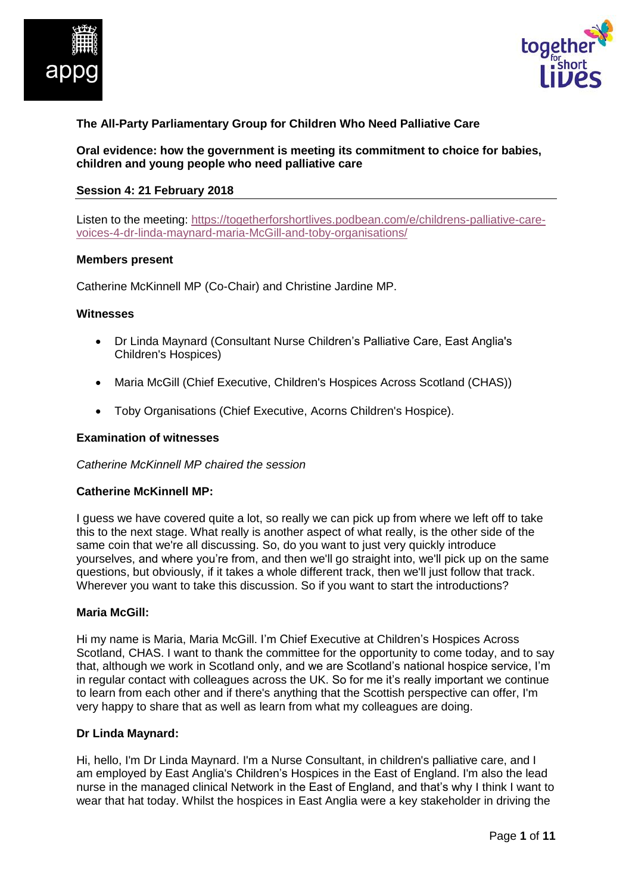**The All-Party Parliamentary Group for Children Who Need Palliative Care**

**Oral evidence: how the government is meeting its commitment to choice for babies, children and young people who need palliative care**

**Session 4: 21 February 2018**

---

Listen to the meeting: [https://togetherforshortlives.podbean.com/e/childrens-palliative-care-voices-4-dr-linda-maynard-maria-McGill-and-toby-organisations/](https://togetherforshortlives.podbean.com/e/childrens-palliative-care-voices-4-dr-linda-maynard-maria-McGill-and-toby-organisations/)

**Members present**

Catherine McKinnell MP (Co-Chair) and Christine Jardine MP.

**Witnesses**

- Dr Linda Maynard (Consultant Nurse Children's Palliative Care, East Anglia's Children's Hospices)
- Maria McGill (Chief Executive, Children's Hospices Across Scotland (CHAS))
- Toby Organisations (Chief Executive, Acorns Children's Hospice).

**Examination of witnesses**

*Catherine McKinnell MP chaired the session*

**Catherine McKinnell MP:**

I guess we have covered quite a lot, so really we can pick up from where we left off to take this to the next stage. What really is another aspect of what really, is the other side of the same coin that we're all discussing. So, do you want to just very quickly introduce yourselves, and where you're from, and then we'll go straight into, we'll pick up on the same questions, but obviously, if it takes a whole different track, then we'll just follow that track. Wherever you want to take this discussion. So if you want to start the introductions?

**Maria McGill:**

Hi my name is Maria, Maria McGill. I'm Chief Executive at Children's Hospices Across Scotland, CHAS. I want to thank the committee for the opportunity to come today, and to say that, although we work in Scotland only, and we are Scotland's national hospice service, I'm in regular contact with colleagues across the UK. So for me it's really important we continue to learn from each other and if there's anything that the Scottish perspective can offer, I'm very happy to share that as well as learn from what my colleagues are doing.

**Dr Linda Maynard:**

Hi, hello, I'm Dr Linda Maynard. I'm a Nurse Consultant, in children's palliative care, and I am employed by East Anglia's Children's Hospices in the East of England. I'm also the lead nurse in the managed clinical Network in the East of England, and that's why I think I want to wear that hat today. Whilst the hospices in East Anglia were a key stakeholder in driving the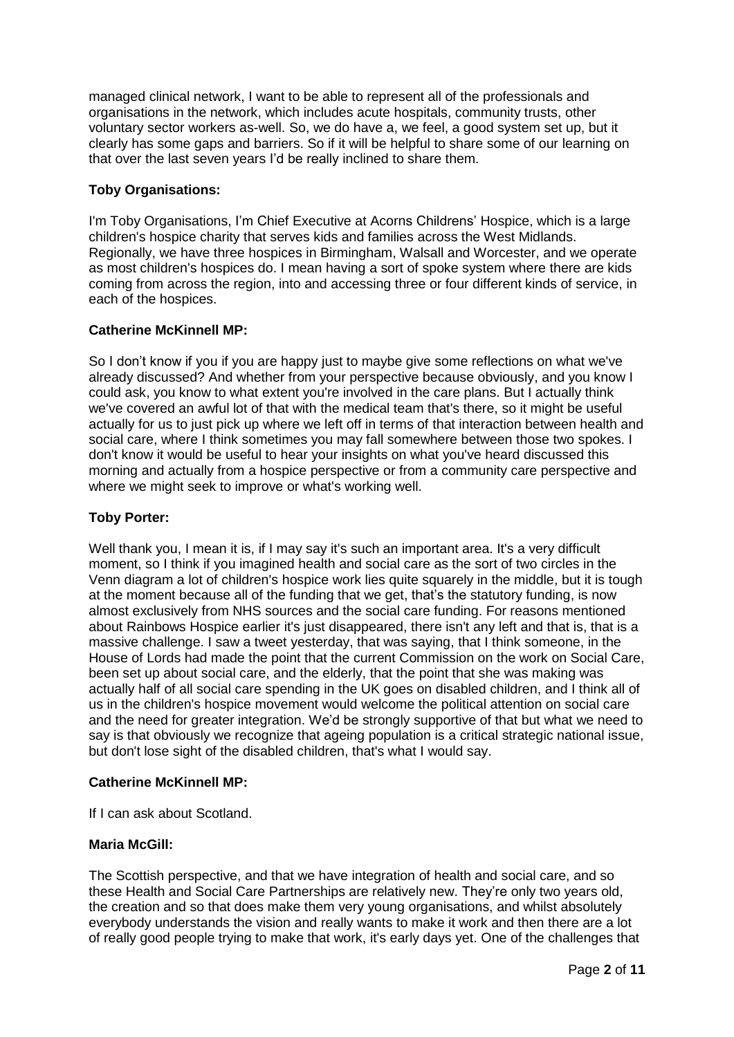managed clinical network, I want to be able to represent all of the professionals and organisations in the network, which includes acute hospitals, community trusts, other voluntary sector workers as-well. So, we do have a, we feel, a good system set up, but it clearly has some gaps and barriers. So if it will be helpful to share some of our learning on that over the last seven years I'd be really inclined to share them.

**Toby Organisations:**

I'm Toby Organisations, I'm Chief Executive at Acorns Childrens' Hospice, which is a large children's hospice charity that serves kids and families across the West Midlands. Regionally, we have three hospices in Birmingham, Walsall and Worcester, and we operate as most children's hospices do. I mean having a sort of spoke system where there are kids coming from across the region, into and accessing three or four different kinds of service, in each of the hospices.

**Catherine McKinnell MP:**

So I don't know if you if you are happy just to maybe give some reflections on what we've already discussed? And whether from your perspective because obviously, and you know I could ask, you know to what extent you're involved in the care plans. But I actually think we've covered an awful lot of that with the medical team that's there, so it might be useful actually for us to just pick up where we left off in terms of that interaction between health and social care, where I think sometimes you may fall somewhere between those two spokes. I don't know it would be useful to hear your insights on what you've heard discussed this morning and actually from a hospice perspective or from a community care perspective and where we might seek to improve or what's working well.

**Toby Porter:**

Well thank you, I mean it is, if I may say it's such an important area. It's a very difficult moment, so I think if you imagined health and social care as the sort of two circles in the Venn diagram a lot of children's hospice work lies quite squarely in the middle, but it is tough at the moment because all of the funding that we get, that's the statutory funding, is now almost exclusively from NHS sources and the social care funding. For reasons mentioned about Rainbows Hospice earlier it's just disappeared, there isn't any left and that is, that is a massive challenge. I saw a tweet yesterday, that was saying, that I think someone, in the House of Lords had made the point that the current Commission on the work on Social Care, been set up about social care, and the elderly, that the point that she was making was actually half of all social care spending in the UK goes on disabled children, and I think all of us in the children's hospice movement would welcome the political attention on social care and the need for greater integration. We'd be strongly supportive of that but what we need to say is that obviously we recognize that ageing population is a critical strategic national issue, but don't lose sight of the disabled children, that's what I would say.

**Catherine McKinnell MP:**

If I can ask about Scotland.

**Maria McGill:**

The Scottish perspective, and that we have integration of health and social care, and so these Health and Social Care Partnerships are relatively new. They're only two years old, the creation and so that does make them very young organisations, and whilst absolutely everybody understands the vision and really wants to make it work and then there are a lot of really good people trying to make that work, it's early days yet. One of the challenges that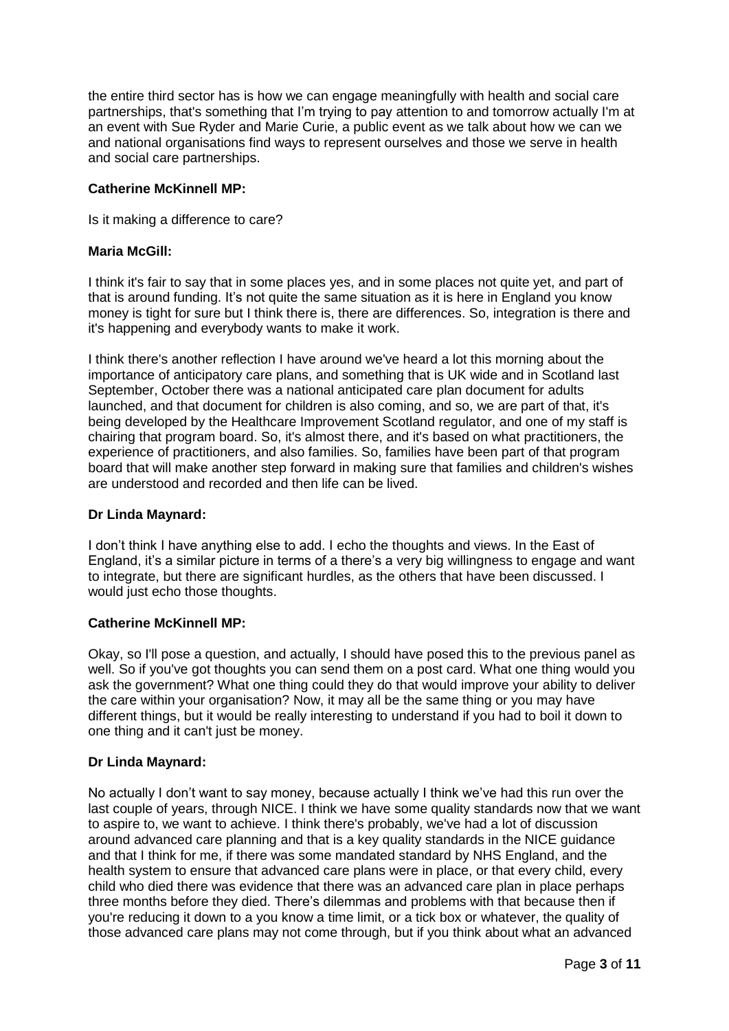the entire third sector has is how we can engage meaningfully with health and social care partnerships, that's something that I'm trying to pay attention to and tomorrow actually I'm at an event with Sue Ryder and Marie Curie, a public event as we talk about how we can we and national organisations find ways to represent ourselves and those we serve in health and social care partnerships.

**Catherine McKinnell MP:**

Is it making a difference to care?

**Maria McGill:**

I think it's fair to say that in some places yes, and in some places not quite yet, and part of that is around funding. It's not quite the same situation as it is here in England you know money is tight for sure but I think there is, there are differences. So, integration is there and it's happening and everybody wants to make it work.

I think there's another reflection I have around we've heard a lot this morning about the importance of anticipatory care plans, and something that is UK wide and in Scotland last September, October there was a national anticipated care plan document for adults launched, and that document for children is also coming, and so, we are part of that, it's being developed by the Healthcare Improvement Scotland regulator, and one of my staff is chairing that program board. So, it's almost there, and it's based on what practitioners, the experience of practitioners, and also families. So, families have been part of that program board that will make another step forward in making sure that families and children's wishes are understood and recorded and then life can be lived.

**Dr Linda Maynard:**

I don't think I have anything else to add. I echo the thoughts and views. In the East of England, it's a similar picture in terms of a there's a very big willingness to engage and want to integrate, but there are significant hurdles, as the others that have been discussed. I would just echo those thoughts.

**Catherine McKinnell MP:**

Okay, so I'll pose a question, and actually, I should have posed this to the previous panel as well. So if you've got thoughts you can send them on a post card. What one thing would you ask the government? What one thing could they do that would improve your ability to deliver the care within your organisation? Now, it may all be the same thing or you may have different things, but it would be really interesting to understand if you had to boil it down to one thing and it can't just be money.

**Dr Linda Maynard:**

No actually I don't want to say money, because actually I think we've had this run over the last couple of years, through NICE. I think we have some quality standards now that we want to aspire to, we want to achieve. I think there's probably, we've had a lot of discussion around advanced care planning and that is a key quality standards in the NICE guidance and that I think for me, if there was some mandated standard by NHS England, and the health system to ensure that advanced care plans were in place, or that every child, every child who died there was evidence that there was an advanced care plan in place perhaps three months before they died. There's dilemmas and problems with that because then if you're reducing it down to a you know a time limit, or a tick box or whatever, the quality of those advanced care plans may not come through, but if you think about what an advanced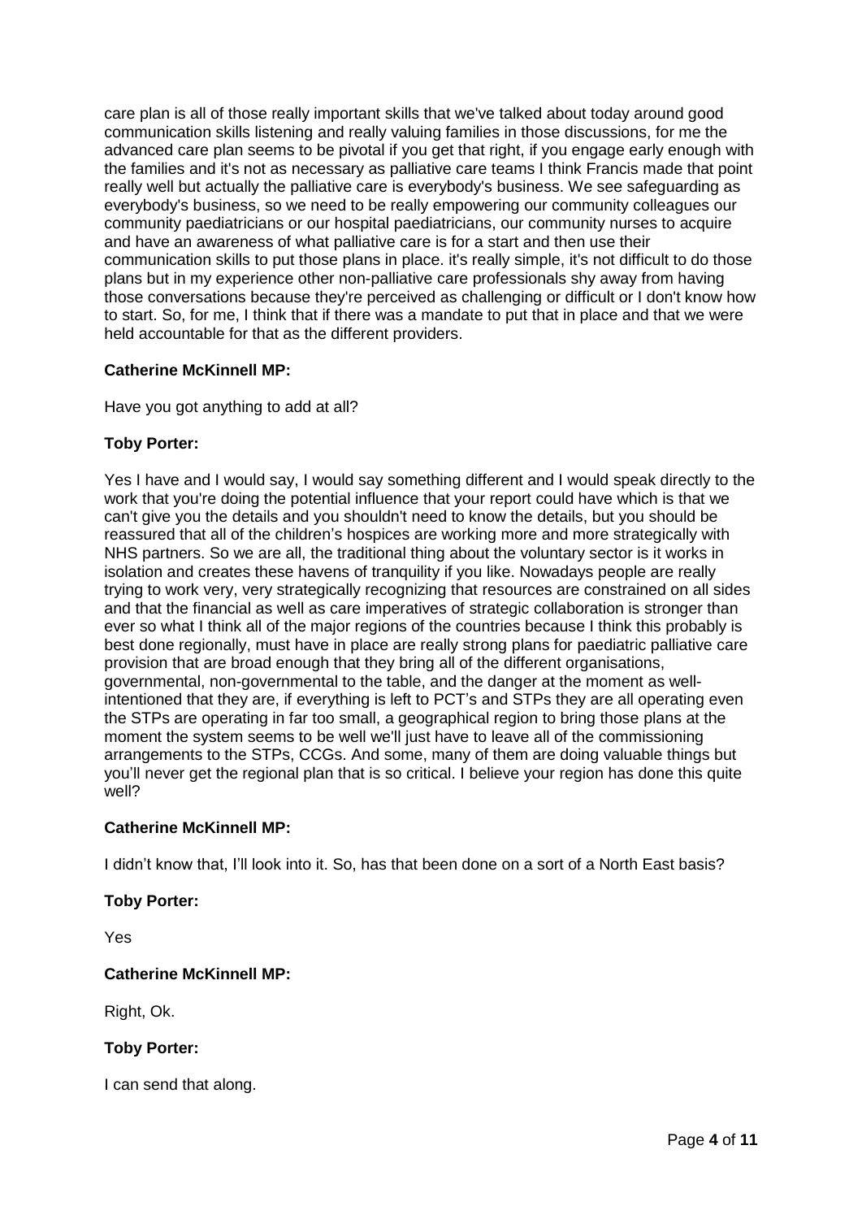care plan is all of those really important skills that we've talked about today around good communication skills listening and really valuing families in those discussions, for me the advanced care plan seems to be pivotal if you get that right, if you engage early enough with the families and it's not as necessary as palliative care teams I think Francis made that point really well but actually the palliative care is everybody's business. We see safeguarding as everybody's business, so we need to be really empowering our community colleagues our community paediatricians or our hospital paediatricians, our community nurses to acquire and have an awareness of what palliative care is for a start and then use their communication skills to put those plans in place. it's really simple, it's not difficult to do those plans but in my experience other non-palliative care professionals shy away from having those conversations because they're perceived as challenging or difficult or I don't know how to start. So, for me, I think that if there was a mandate to put that in place and that we were held accountable for that as the different providers.

**Catherine McKinnell MP:**

Have you got anything to add at all?

**Toby Porter:**

Yes I have and I would say, I would say something different and I would speak directly to the work that you're doing the potential influence that your report could have which is that we can't give you the details and you shouldn't need to know the details, but you should be reassured that all of the children's hospices are working more and more strategically with NHS partners. So we are all, the traditional thing about the voluntary sector is it works in isolation and creates these havens of tranquility if you like. Nowadays people are really trying to work very, very strategically recognizing that resources are constrained on all sides and that the financial as well as care imperatives of strategic collaboration is stronger than ever so what I think all of the major regions of the countries because I think this probably is best done regionally, must have in place are really strong plans for paediatric palliative care provision that are broad enough that they bring all of the different organisations, governmental, non-governmental to the table, and the danger at the moment as well-intentioned that they are, if everything is left to PCT's and STPs they are all operating even the STPs are operating in far too small, a geographical region to bring those plans at the moment the system seems to be well we'll just have to leave all of the commissioning arrangements to the STPs, CCGs. And some, many of them are doing valuable things but you'll never get the regional plan that is so critical. I believe your region has done this quite well?

**Catherine McKinnell MP:**

I didn't know that, I'll look into it. So, has that been done on a sort of a North East basis?

**Toby Porter:**

Yes

**Catherine McKinnell MP:**

Right, Ok.

**Toby Porter:**

I can send that along.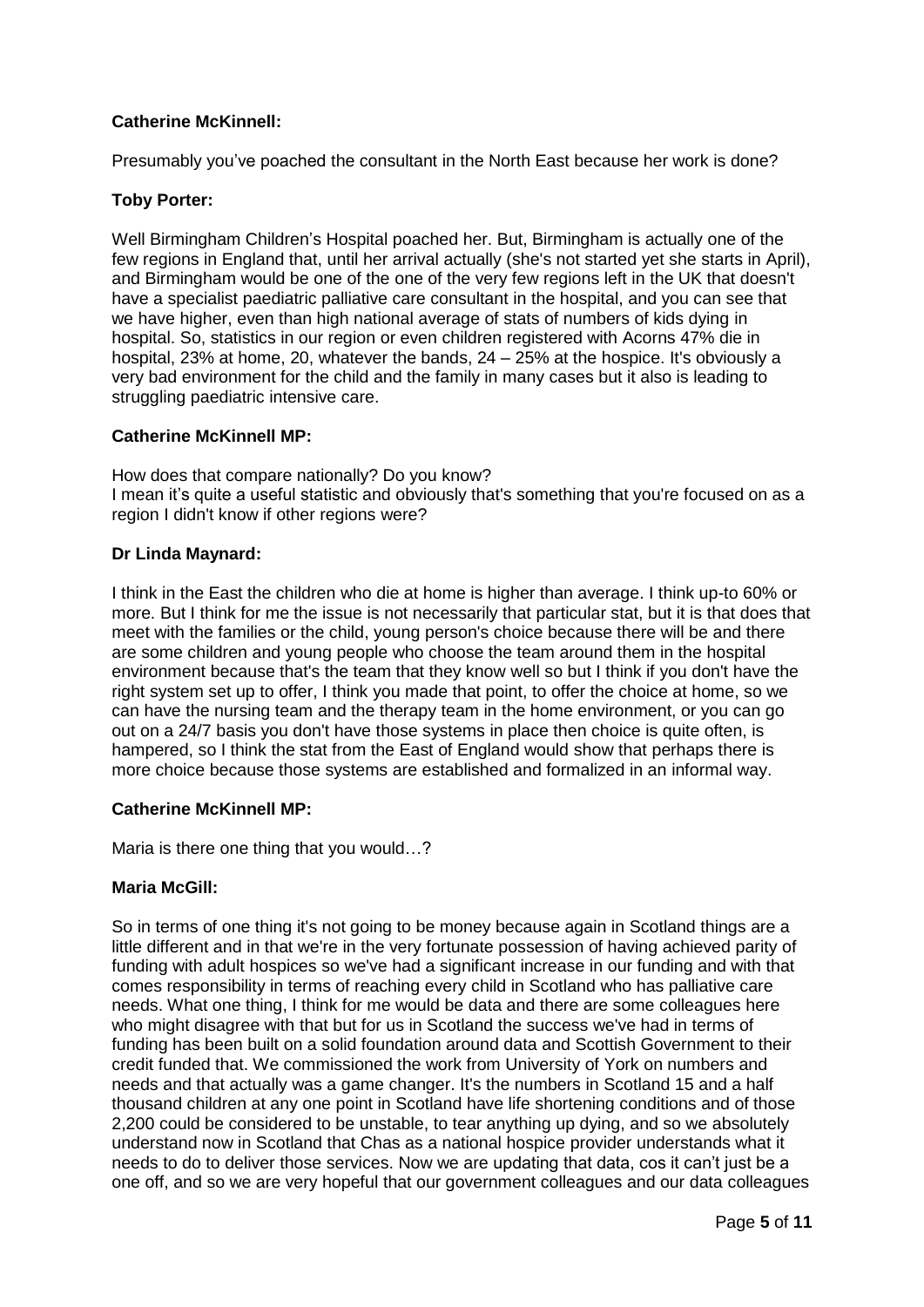**Catherine McKinnell:**

Presumably you've poached the consultant in the North East because her work is done?

**Toby Porter:**

Well Birmingham Children's Hospital poached her. But, Birmingham is actually one of the few regions in England that, until her arrival actually (she's not started yet she starts in April), and Birmingham would be one of the one of the very few regions left in the UK that doesn't have a specialist paediatric palliative care consultant in the hospital, and you can see that we have higher, even than high national average of stats of numbers of kids dying in hospital. So, statistics in our region or even children registered with Acorns 47% die in hospital, 23% at home, 20, whatever the bands, 24 – 25% at the hospice. It's obviously a very bad environment for the child and the family in many cases but it also is leading to struggling paediatric intensive care.

**Catherine McKinnell MP:**

How does that compare nationally? Do you know?
I mean it's quite a useful statistic and obviously that's something that you're focused on as a region I didn't know if other regions were?

**Dr Linda Maynard:**

I think in the East the children who die at home is higher than average. I think up-to 60% or more. But I think for me the issue is not necessarily that particular stat, but it is that does that meet with the families or the child, young person's choice because there will be and there are some children and young people who choose the team around them in the hospital environment because that's the team that they know well so but I think if you don't have the right system set up to offer, I think you made that point, to offer the choice at home, so we can have the nursing team and the therapy team in the home environment, or you can go out on a 24/7 basis you don't have those systems in place then choice is quite often, is hampered, so I think the stat from the East of England would show that perhaps there is more choice because those systems are established and formalized in an informal way.

**Catherine McKinnell MP:**

Maria is there one thing that you would…?

**Maria McGill:**

So in terms of one thing it's not going to be money because again in Scotland things are a little different and in that we're in the very fortunate possession of having achieved parity of funding with adult hospices so we've had a significant increase in our funding and with that comes responsibility in terms of reaching every child in Scotland who has palliative care needs. What one thing, I think for me would be data and there are some colleagues here who might disagree with that but for us in Scotland the success we've had in terms of funding has been built on a solid foundation around data and Scottish Government to their credit funded that. We commissioned the work from University of York on numbers and needs and that actually was a game changer. It's the numbers in Scotland 15 and a half thousand children at any one point in Scotland have life shortening conditions and of those 2,200 could be considered to be unstable, to tear anything up dying, and so we absolutely understand now in Scotland that Chas as a national hospice provider understands what it needs to do to deliver those services. Now we are updating that data, cos it can't just be a one off, and so we are very hopeful that our government colleagues and our data colleagues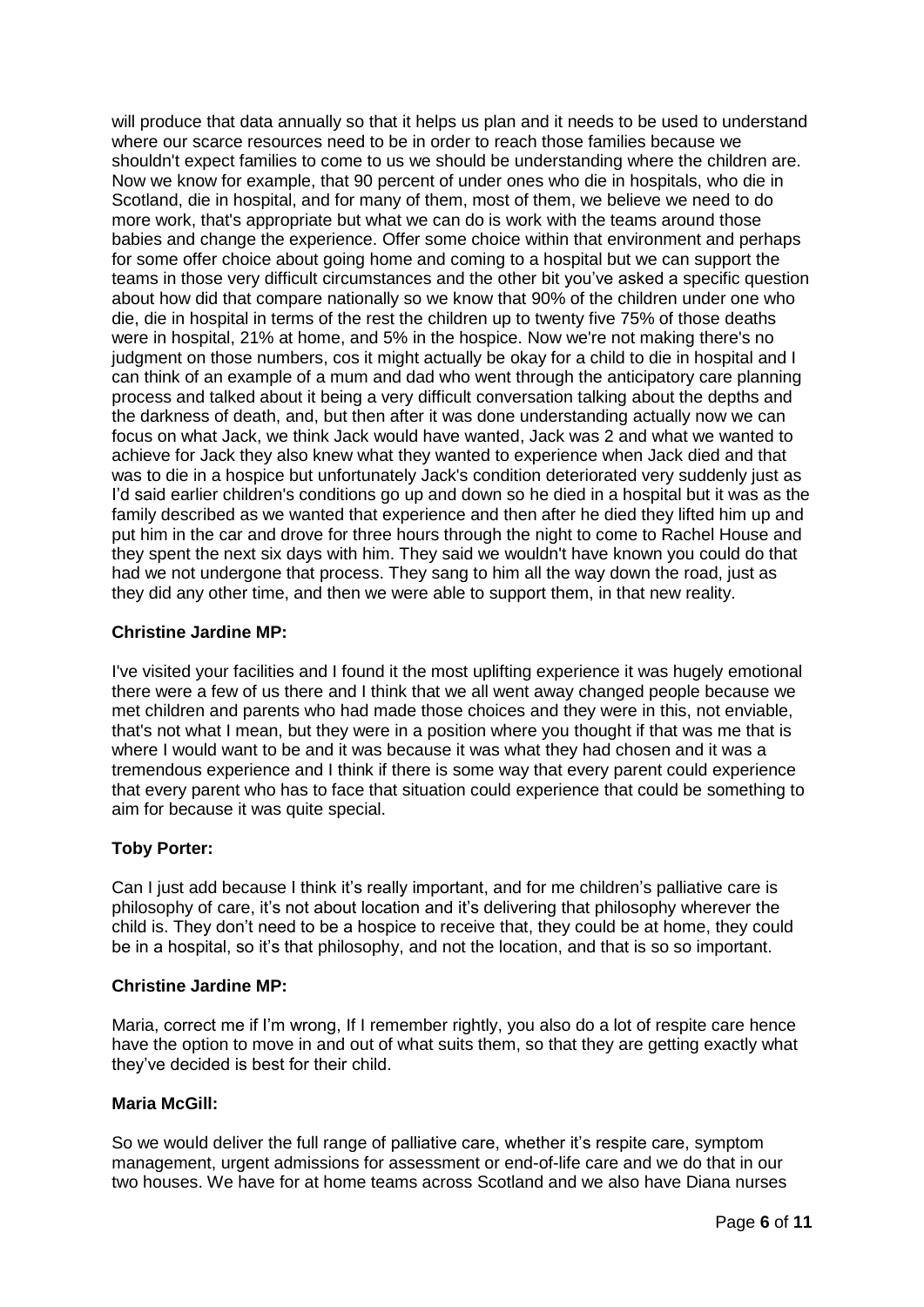will produce that data annually so that it helps us plan and it needs to be used to understand where our scarce resources need to be in order to reach those families because we shouldn't expect families to come to us we should be understanding where the children are. Now we know for example, that 90 percent of under ones who die in hospitals, who die in Scotland, die in hospital, and for many of them, most of them, we believe we need to do more work, that's appropriate but what we can do is work with the teams around those babies and change the experience. Offer some choice within that environment and perhaps for some offer choice about going home and coming to a hospital but we can support the teams in those very difficult circumstances and the other bit you've asked a specific question about how did that compare nationally so we know that 90% of the children under one who die, die in hospital in terms of the rest the children up to twenty five 75% of those deaths were in hospital, 21% at home, and 5% in the hospice. Now we're not making there's no judgment on those numbers, cos it might actually be okay for a child to die in hospital and I can think of an example of a mum and dad who went through the anticipatory care planning process and talked about it being a very difficult conversation talking about the depths and the darkness of death, and, but then after it was done understanding actually now we can focus on what Jack, we think Jack would have wanted, Jack was 2 and what we wanted to achieve for Jack they also knew what they wanted to experience when Jack died and that was to die in a hospice but unfortunately Jack's condition deteriorated very suddenly just as I'd said earlier children's conditions go up and down so he died in a hospital but it was as the family described as we wanted that experience and then after he died they lifted him up and put him in the car and drove for three hours through the night to come to Rachel House and they spent the next six days with him. They said we wouldn't have known you could do that had we not undergone that process. They sang to him all the way down the road, just as they did any other time, and then we were able to support them, in that new reality.

**Christine Jardine MP:**

I've visited your facilities and I found it the most uplifting experience it was hugely emotional there were a few of us there and I think that we all went away changed people because we met children and parents who had made those choices and they were in this, not enviable, that's not what I mean, but they were in a position where you thought if that was me that is where I would want to be and it was because it was what they had chosen and it was a tremendous experience and I think if there is some way that every parent could experience that every parent who has to face that situation could experience that could be something to aim for because it was quite special.

**Toby Porter:**

Can I just add because I think it's really important, and for me children's palliative care is philosophy of care, it's not about location and it's delivering that philosophy wherever the child is. They don't need to be a hospice to receive that, they could be at home, they could be in a hospital, so it's that philosophy, and not the location, and that is so so important.

**Christine Jardine MP:**

Maria, correct me if I'm wrong, If I remember rightly, you also do a lot of respite care hence have the option to move in and out of what suits them, so that they are getting exactly what they've decided is best for their child.

**Maria McGill:**

So we would deliver the full range of palliative care, whether it's respite care, symptom management, urgent admissions for assessment or end-of-life care and we do that in our two houses. We have for at home teams across Scotland and we also have Diana nurses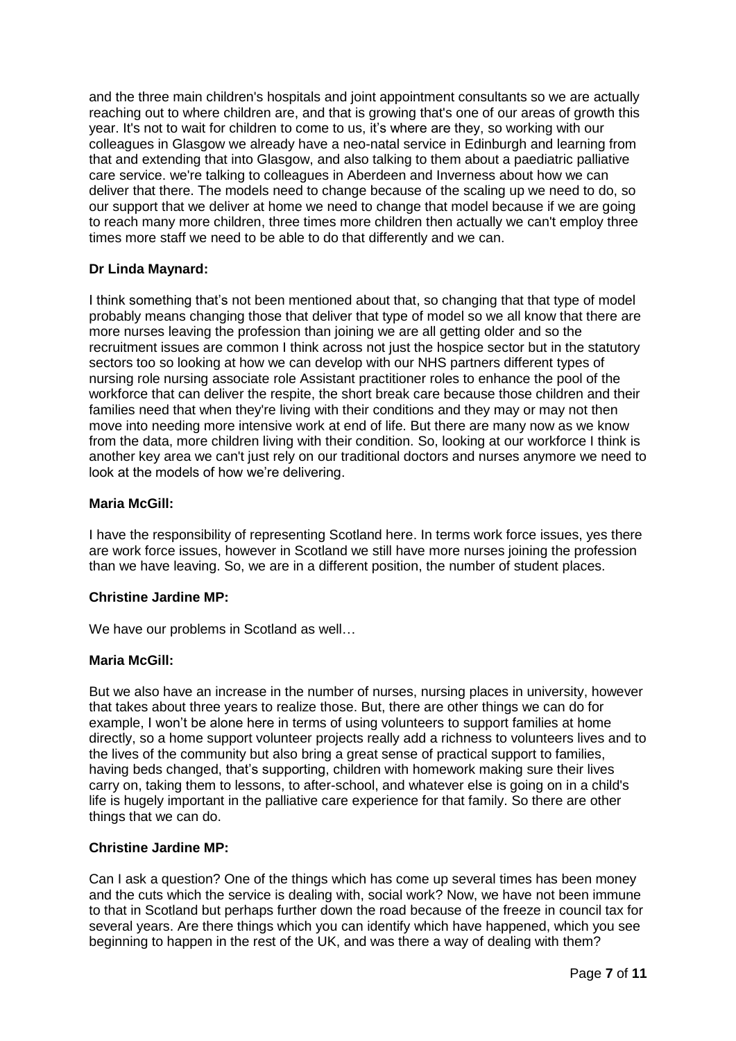and the three main children's hospitals and joint appointment consultants so we are actually reaching out to where children are, and that is growing that's one of our areas of growth this year. It's not to wait for children to come to us, it's where are they, so working with our colleagues in Glasgow we already have a neo-natal service in Edinburgh and learning from that and extending that into Glasgow, and also talking to them about a paediatric palliative care service. we're talking to colleagues in Aberdeen and Inverness about how we can deliver that there. The models need to change because of the scaling up we need to do, so our support that we deliver at home we need to change that model because if we are going to reach many more children, three times more children then actually we can't employ three times more staff we need to be able to do that differently and we can.

**Dr Linda Maynard:**

I think something that's not been mentioned about that, so changing that that type of model probably means changing those that deliver that type of model so we all know that there are more nurses leaving the profession than joining we are all getting older and so the recruitment issues are common I think across not just the hospice sector but in the statutory sectors too so looking at how we can develop with our NHS partners different types of nursing role nursing associate role Assistant practitioner roles to enhance the pool of the workforce that can deliver the respite, the short break care because those children and their families need that when they're living with their conditions and they may or may not then move into needing more intensive work at end of life. But there are many now as we know from the data, more children living with their condition. So, looking at our workforce I think is another key area we can't just rely on our traditional doctors and nurses anymore we need to look at the models of how we're delivering.

**Maria McGill:**

I have the responsibility of representing Scotland here. In terms work force issues, yes there are work force issues, however in Scotland we still have more nurses joining the profession than we have leaving. So, we are in a different position, the number of student places.

**Christine Jardine MP:**

We have our problems in Scotland as well…

**Maria McGill:**

But we also have an increase in the number of nurses, nursing places in university, however that takes about three years to realize those. But, there are other things we can do for example, I won't be alone here in terms of using volunteers to support families at home directly, so a home support volunteer projects really add a richness to volunteers lives and to the lives of the community but also bring a great sense of practical support to families, having beds changed, that's supporting, children with homework making sure their lives carry on, taking them to lessons, to after-school, and whatever else is going on in a child's life is hugely important in the palliative care experience for that family. So there are other things that we can do.

**Christine Jardine MP:**

Can I ask a question? One of the things which has come up several times has been money and the cuts which the service is dealing with, social work? Now, we have not been immune to that in Scotland but perhaps further down the road because of the freeze in council tax for several years. Are there things which you can identify which have happened, which you see beginning to happen in the rest of the UK, and was there a way of dealing with them?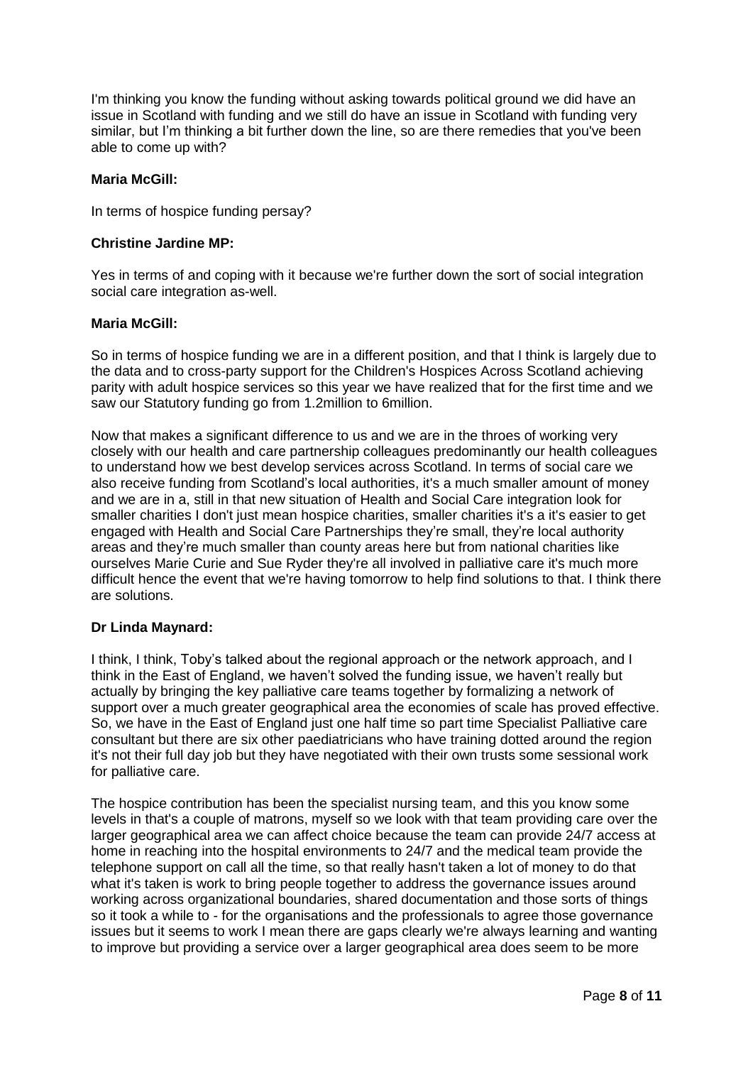I'm thinking you know the funding without asking towards political ground we did have an issue in Scotland with funding and we still do have an issue in Scotland with funding very similar, but I'm thinking a bit further down the line, so are there remedies that you've been able to come up with?

**Maria McGill:**

In terms of hospice funding persay?

**Christine Jardine MP:**

Yes in terms of and coping with it because we're further down the sort of social integration social care integration as-well.

**Maria McGill:**

So in terms of hospice funding we are in a different position, and that I think is largely due to the data and to cross-party support for the Children's Hospices Across Scotland achieving parity with adult hospice services so this year we have realized that for the first time and we saw our Statutory funding go from 1.2million to 6million.

Now that makes a significant difference to us and we are in the throes of working very closely with our health and care partnership colleagues predominantly our health colleagues to understand how we best develop services across Scotland. In terms of social care we also receive funding from Scotland's local authorities, it's a much smaller amount of money and we are in a, still in that new situation of Health and Social Care integration look for smaller charities I don't just mean hospice charities, smaller charities it's a it's easier to get engaged with Health and Social Care Partnerships they're small, they're local authority areas and they're much smaller than county areas here but from national charities like ourselves Marie Curie and Sue Ryder they're all involved in palliative care it's much more difficult hence the event that we're having tomorrow to help find solutions to that. I think there are solutions.

**Dr Linda Maynard:**

I think, I think, Toby's talked about the regional approach or the network approach, and I think in the East of England, we haven't solved the funding issue, we haven't really but actually by bringing the key palliative care teams together by formalizing a network of support over a much greater geographical area the economies of scale has proved effective. So, we have in the East of England just one half time so part time Specialist Palliative care consultant but there are six other paediatricians who have training dotted around the region it's not their full day job but they have negotiated with their own trusts some sessional work for palliative care.

The hospice contribution has been the specialist nursing team, and this you know some levels in that's a couple of matrons, myself so we look with that team providing care over the larger geographical area we can affect choice because the team can provide 24/7 access at home in reaching into the hospital environments to 24/7 and the medical team provide the telephone support on call all the time, so that really hasn't taken a lot of money to do that what it's taken is work to bring people together to address the governance issues around working across organizational boundaries, shared documentation and those sorts of things so it took a while to - for the organisations and the professionals to agree those governance issues but it seems to work I mean there are gaps clearly we're always learning and wanting to improve but providing a service over a larger geographical area does seem to be more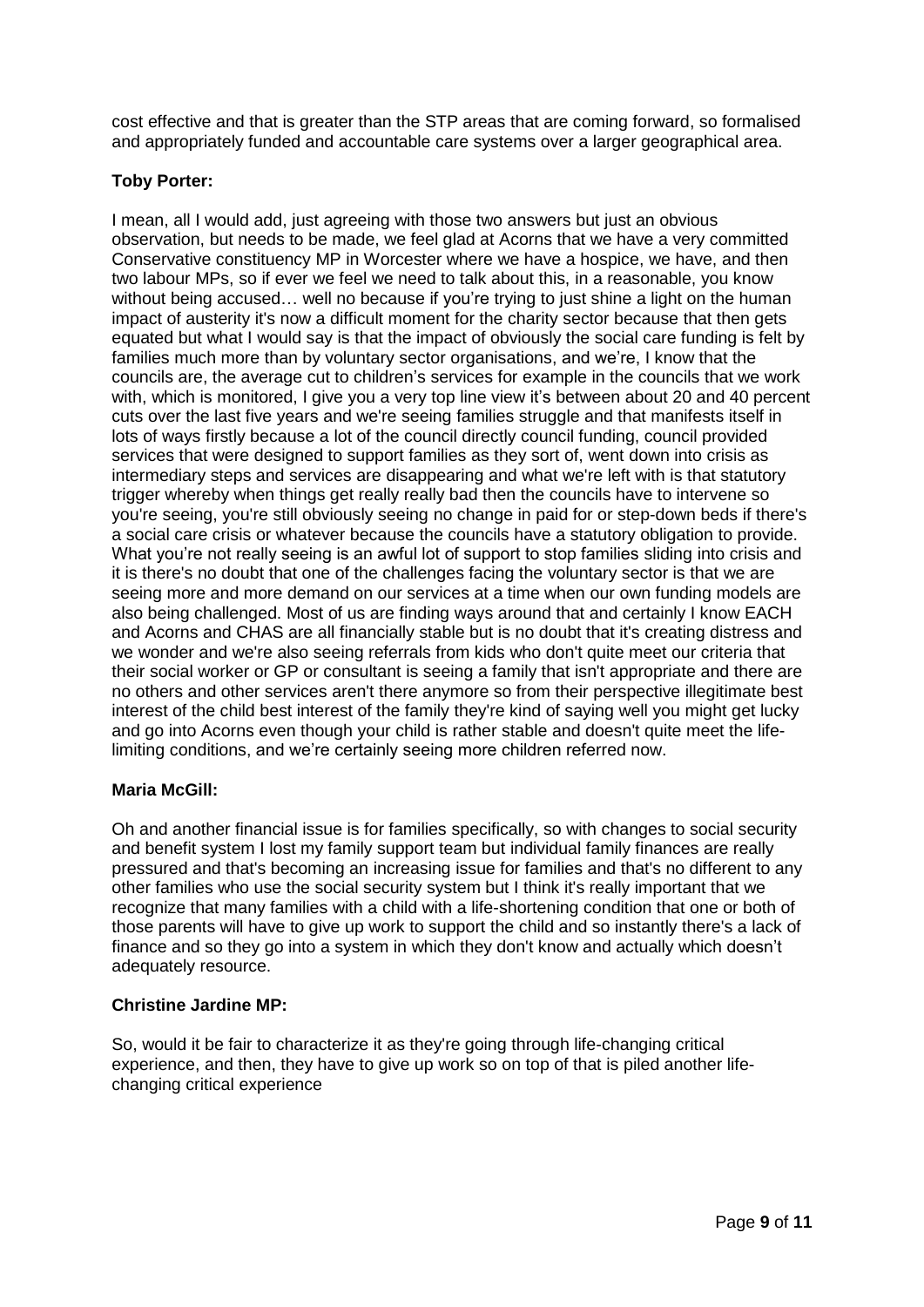cost effective and that is greater than the STP areas that are coming forward, so formalised and appropriately funded and accountable care systems over a larger geographical area.

**Toby Porter:**

I mean, all I would add, just agreeing with those two answers but just an obvious observation, but needs to be made, we feel glad at Acorns that we have a very committed Conservative constituency MP in Worcester where we have a hospice, we have, and then two labour MPs, so if ever we feel we need to talk about this, in a reasonable, you know without being accused… well no because if you're trying to just shine a light on the human impact of austerity it's now a difficult moment for the charity sector because that then gets equated but what I would say is that the impact of obviously the social care funding is felt by families much more than by voluntary sector organisations, and we're, I know that the councils are, the average cut to children's services for example in the councils that we work with, which is monitored, I give you a very top line view it's between about 20 and 40 percent cuts over the last five years and we're seeing families struggle and that manifests itself in lots of ways firstly because a lot of the council directly council funding, council provided services that were designed to support families as they sort of, went down into crisis as intermediary steps and services are disappearing and what we're left with is that statutory trigger whereby when things get really really bad then the councils have to intervene so you're seeing, you're still obviously seeing no change in paid for or step-down beds if there's a social care crisis or whatever because the councils have a statutory obligation to provide. What you're not really seeing is an awful lot of support to stop families sliding into crisis and it is there's no doubt that one of the challenges facing the voluntary sector is that we are seeing more and more demand on our services at a time when our own funding models are also being challenged. Most of us are finding ways around that and certainly I know EACH and Acorns and CHAS are all financially stable but is no doubt that it's creating distress and we wonder and we're also seeing referrals from kids who don't quite meet our criteria that their social worker or GP or consultant is seeing a family that isn't appropriate and there are no others and other services aren't there anymore so from their perspective illegitimate best interest of the child best interest of the family they're kind of saying well you might get lucky and go into Acorns even though your child is rather stable and doesn't quite meet the life-limiting conditions, and we're certainly seeing more children referred now.

**Maria McGill:**

Oh and another financial issue is for families specifically, so with changes to social security and benefit system I lost my family support team but individual family finances are really pressured and that's becoming an increasing issue for families and that's no different to any other families who use the social security system but I think it's really important that we recognize that many families with a child with a life-shortening condition that one or both of those parents will have to give up work to support the child and so instantly there's a lack of finance and so they go into a system in which they don't know and actually which doesn't adequately resource.

**Christine Jardine MP:**

So, would it be fair to characterize it as they're going through life-changing critical experience, and then, they have to give up work so on top of that is piled another life-changing critical experience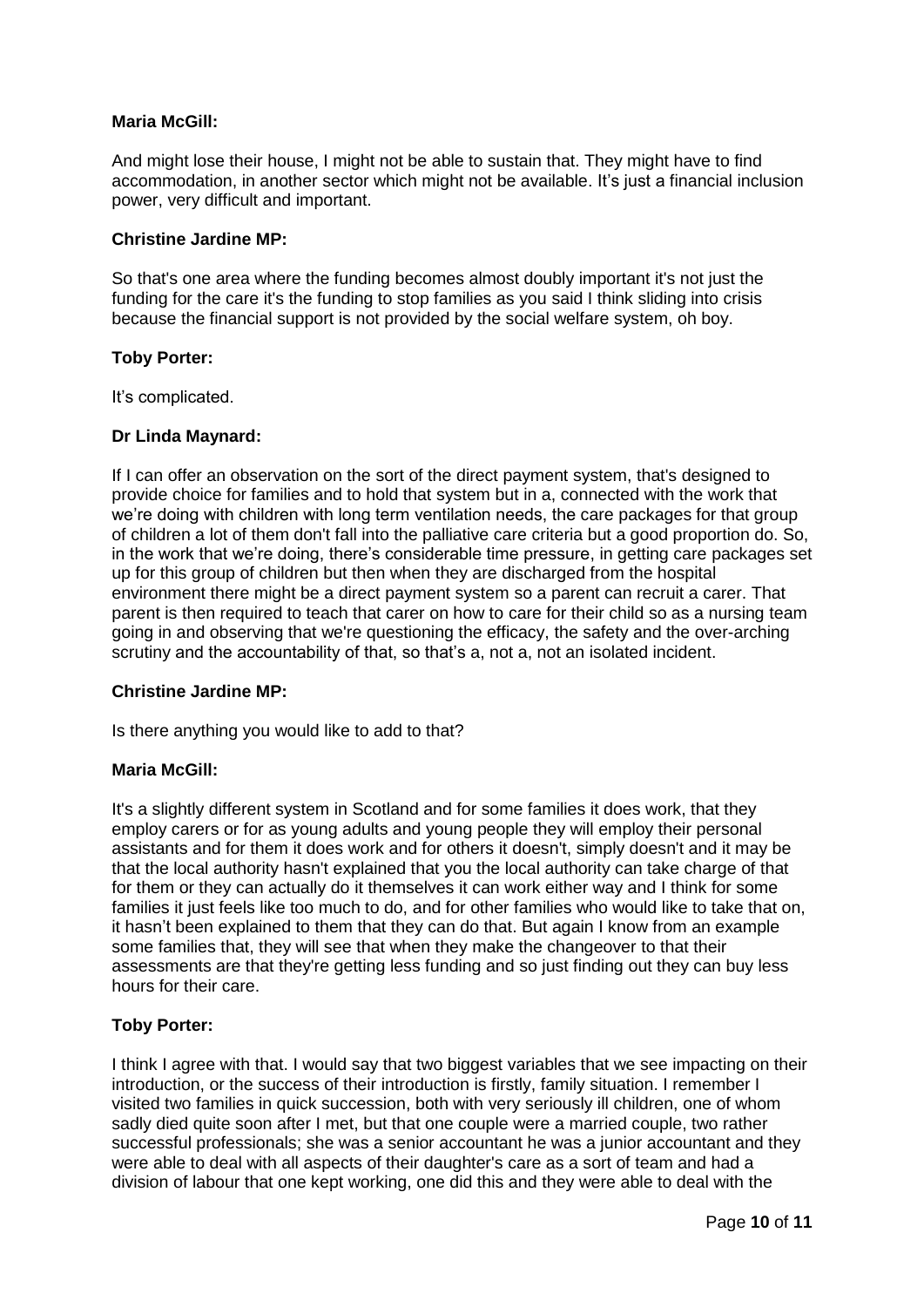**Maria McGill:**

And might lose their house, I might not be able to sustain that. They might have to find accommodation, in another sector which might not be available. It's just a financial inclusion power, very difficult and important.

**Christine Jardine MP:**

So that's one area where the funding becomes almost doubly important it's not just the funding for the care it's the funding to stop families as you said I think sliding into crisis because the financial support is not provided by the social welfare system, oh boy.

**Toby Porter:**

It's complicated.

**Dr Linda Maynard:**

If I can offer an observation on the sort of the direct payment system, that's designed to provide choice for families and to hold that system but in a, connected with the work that we're doing with children with long term ventilation needs, the care packages for that group of children a lot of them don't fall into the palliative care criteria but a good proportion do. So, in the work that we're doing, there's considerable time pressure, in getting care packages set up for this group of children but then when they are discharged from the hospital environment there might be a direct payment system so a parent can recruit a carer. That parent is then required to teach that carer on how to care for their child so as a nursing team going in and observing that we're questioning the efficacy, the safety and the over-arching scrutiny and the accountability of that, so that's a, not a, not an isolated incident.

**Christine Jardine MP:**

Is there anything you would like to add to that?

**Maria McGill:**

It's a slightly different system in Scotland and for some families it does work, that they employ carers or for as young adults and young people they will employ their personal assistants and for them it does work and for others it doesn't, simply doesn't and it may be that the local authority hasn't explained that you the local authority can take charge of that for them or they can actually do it themselves it can work either way and I think for some families it just feels like too much to do, and for other families who would like to take that on, it hasn't been explained to them that they can do that. But again I know from an example some families that, they will see that when they make the changeover to that their assessments are that they're getting less funding and so just finding out they can buy less hours for their care.

**Toby Porter:**

I think I agree with that. I would say that two biggest variables that we see impacting on their introduction, or the success of their introduction is firstly, family situation. I remember I visited two families in quick succession, both with very seriously ill children, one of whom sadly died quite soon after I met, but that one couple were a married couple, two rather successful professionals; she was a senior accountant he was a junior accountant and they were able to deal with all aspects of their daughter's care as a sort of team and had a division of labour that one kept working, one did this and they were able to deal with the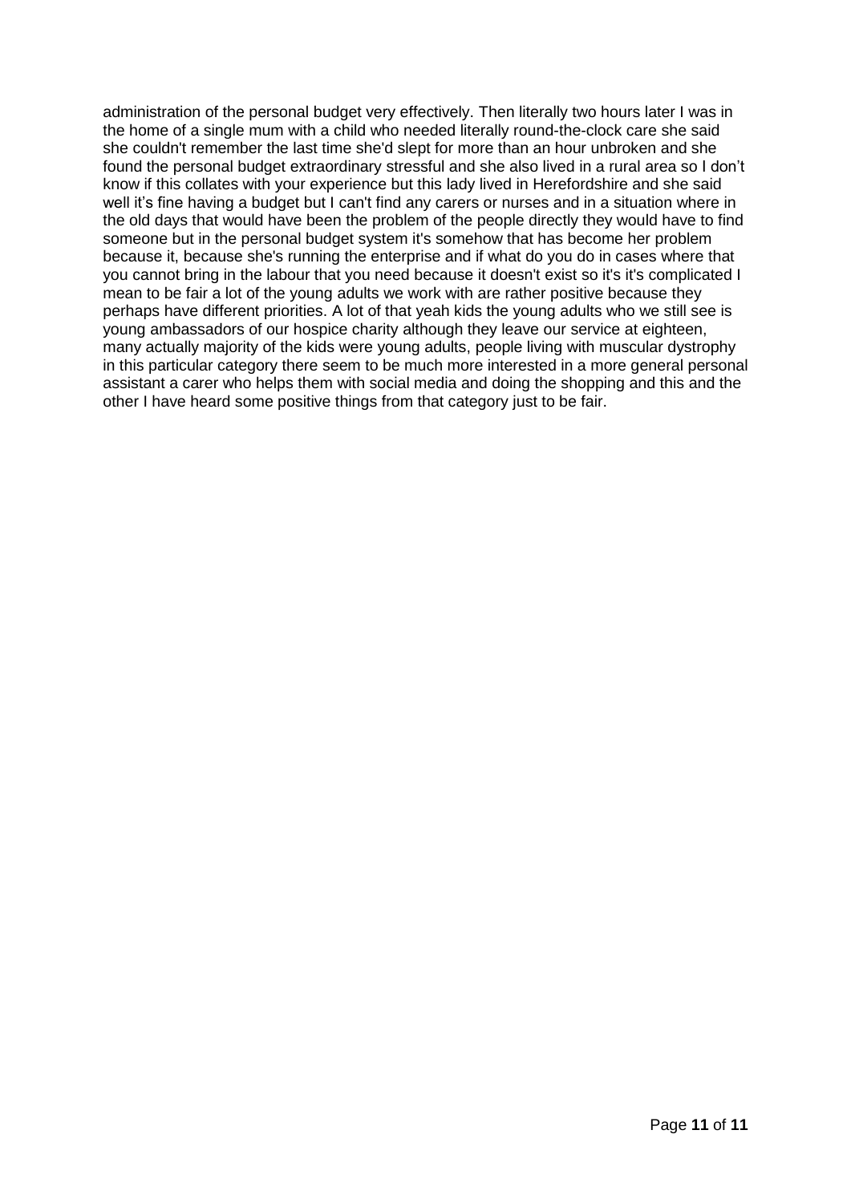administration of the personal budget very effectively. Then literally two hours later I was in the home of a single mum with a child who needed literally round-the-clock care she said she couldn't remember the last time she'd slept for more than an hour unbroken and she found the personal budget extraordinary stressful and she also lived in a rural area so I don't know if this collates with your experience but this lady lived in Herefordshire and she said well it's fine having a budget but I can't find any carers or nurses and in a situation where in the old days that would have been the problem of the people directly they would have to find someone but in the personal budget system it's somehow that has become her problem because it, because she's running the enterprise and if what do you do in cases where that you cannot bring in the labour that you need because it doesn't exist so it's it's complicated I mean to be fair a lot of the young adults we work with are rather positive because they perhaps have different priorities. A lot of that yeah kids the young adults who we still see is young ambassadors of our hospice charity although they leave our service at eighteen, many actually majority of the kids were young adults, people living with muscular dystrophy in this particular category there seem to be much more interested in a more general personal assistant a carer who helps them with social media and doing the shopping and this and the other I have heard some positive things from that category just to be fair.